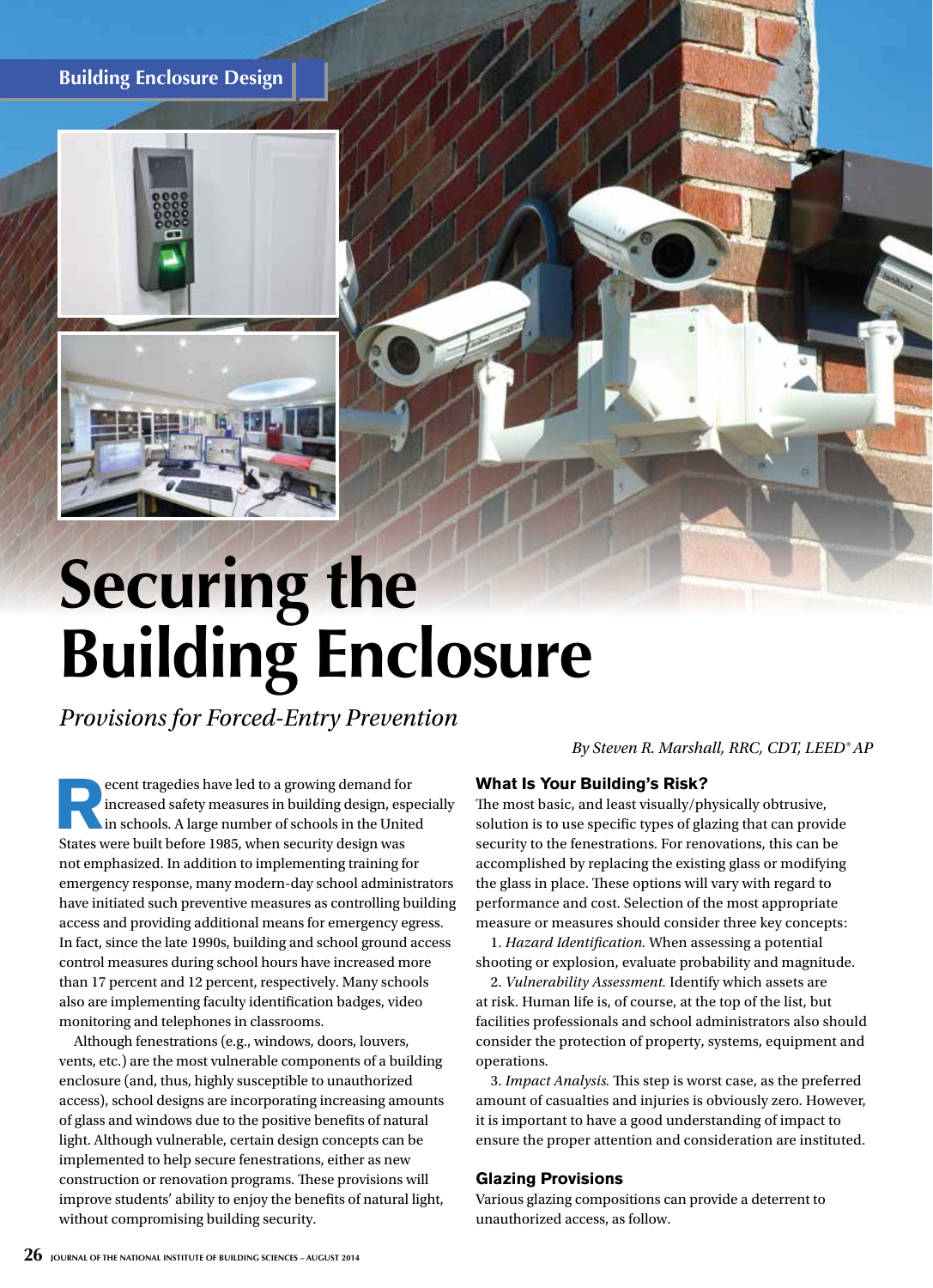Building Enclosure Design

# Securing the Building Enclosure

*Provisions for Forced-Entry Prevention*

*By Steven R. Marshall, RRC, CDT, LEED® AP*

Recent tragedies have led to a growing demand for increased safety measures in building design, especially in schools. A large number of schools in the United States were built before 1985, when security design was not emphasized. In addition to implementing training for emergency response, many modern-day school administrators have initiated such preventive measures as controlling building access and providing additional means for emergency egress. In fact, since the late 1990s, building and school ground access control measures during school hours have increased more than 17 percent and 12 percent, respectively. Many schools also are implementing faculty identification badges, video monitoring and telephones in classrooms.

Although fenestrations (e.g., windows, doors, louvers, vents, etc.) are the most vulnerable components of a building enclosure (and, thus, highly susceptible to unauthorized access), school designs are incorporating increasing amounts of glass and windows due to the positive benefits of natural light. Although vulnerable, certain design concepts can be implemented to help secure fenestrations, either as new construction or renovation programs. These provisions will improve students' ability to enjoy the benefits of natural light, without compromising building security.

## What Is Your Building's Risk?

The most basic, and least visually/physically obtrusive, solution is to use specific types of glazing that can provide security to the fenestrations. For renovations, this can be accomplished by replacing the existing glass or modifying the glass in place. These options will vary with regard to performance and cost. Selection of the most appropriate measure or measures should consider three key concepts:

1. *Hazard Identification.* When assessing a potential shooting or explosion, evaluate probability and magnitude.
2. *Vulnerability Assessment.* Identify which assets are at risk. Human life is, of course, at the top of the list, but facilities professionals and school administrators also should consider the protection of property, systems, equipment and operations.
3. *Impact Analysis.* This step is worst case, as the preferred amount of casualties and injuries is obviously zero. However, it is important to have a good understanding of impact to ensure the proper attention and consideration are instituted.

## Glazing Provisions

Various glazing compositions can provide a deterrent to unauthorized access, as follow.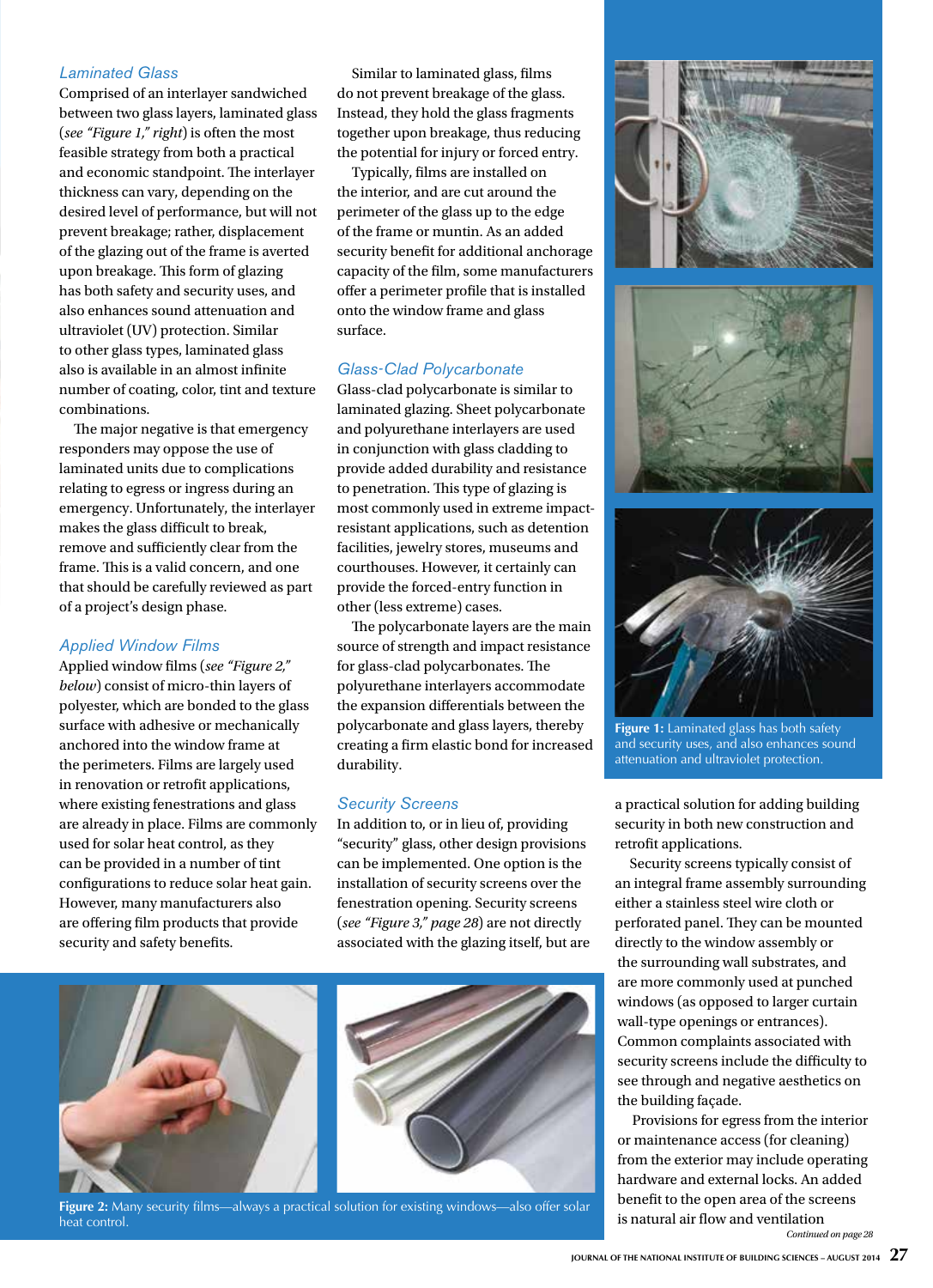### *Laminated Glass*

Comprised of an interlayer sandwiched between two glass layers, laminated glass (*see "Figure 1," right*) is often the most feasible strategy from both a practical and economic standpoint. The interlayer thickness can vary, depending on the desired level of performance, but will not prevent breakage; rather, displacement of the glazing out of the frame is averted upon breakage. This form of glazing has both safety and security uses, and also enhances sound attenuation and ultraviolet (UV) protection. Similar to other glass types, laminated glass also is available in an almost infinite number of coating, color, tint and texture combinations.

The major negative is that emergency responders may oppose the use of laminated units due to complications relating to egress or ingress during an emergency. Unfortunately, the interlayer makes the glass difficult to break, remove and sufficiently clear from the frame. This is a valid concern, and one that should be carefully reviewed as part of a project's design phase.

### *Applied Window Films*

Applied window films (*see "Figure 2," below*) consist of micro-thin layers of polyester, which are bonded to the glass surface with adhesive or mechanically anchored into the window frame at the perimeters. Films are largely used in renovation or retrofit applications, where existing fenestrations and glass are already in place. Films are commonly used for solar heat control, as they can be provided in a number of tint configurations to reduce solar heat gain. However, many manufacturers also are offering film products that provide security and safety benefits.

Similar to laminated glass, films do not prevent breakage of the glass. Instead, they hold the glass fragments together upon breakage, thus reducing the potential for injury or forced entry.

Typically, films are installed on the interior, and are cut around the perimeter of the glass up to the edge of the frame or muntin. As an added security benefit for additional anchorage capacity of the film, some manufacturers offer a perimeter profile that is installed onto the window frame and glass surface.

### *Glass-Clad Polycarbonate*

Glass-clad polycarbonate is similar to laminated glazing. Sheet polycarbonate and polyurethane interlayers are used in conjunction with glass cladding to provide added durability and resistance to penetration. This type of glazing is most commonly used in extreme impact-resistant applications, such as detention facilities, jewelry stores, museums and courthouses. However, it certainly can provide the forced-entry function in other (less extreme) cases.

The polycarbonate layers are the main source of strength and impact resistance for glass-clad polycarbonates. The polyurethane interlayers accommodate the expansion differentials between the polycarbonate and glass layers, thereby creating a firm elastic bond for increased durability.

### *Security Screens*

In addition to, or in lieu of, providing "security" glass, other design provisions can be implemented. One option is the installation of security screens over the fenestration opening. Security screens (*see "Figure 3," page 28*) are not directly associated with the glazing itself, but are a practical solution for adding building security in both new construction and retrofit applications.

Security screens typically consist of an integral frame assembly surrounding either a stainless steel wire cloth or perforated panel. They can be mounted directly to the window assembly or the surrounding wall substrates, and are more commonly used at punched windows (as opposed to larger curtain wall-type openings or entrances). Common complaints associated with security screens include the difficulty to see through and negative aesthetics on the building façade.

Provisions for egress from the interior or maintenance access (for cleaning) from the exterior may include operating hardware and external locks. An added benefit to the open area of the screens is natural air flow and ventilation

*Continued on page 28*

**Figure 1:** Laminated glass has both safety and security uses, and also enhances sound attenuation and ultraviolet protection.

**Figure 2:** Many security films—always a practical solution for existing windows—also offer solar heat control.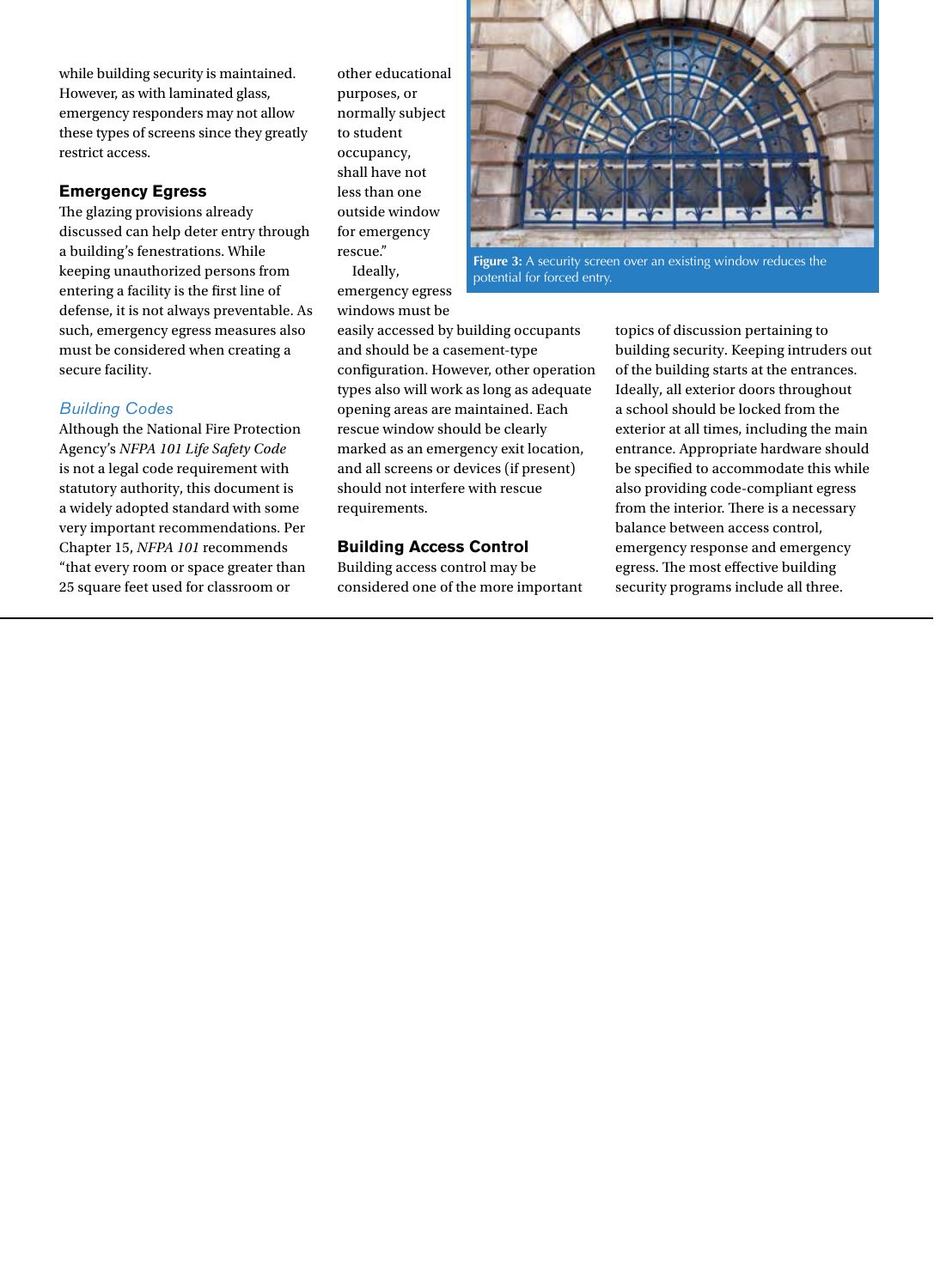while building security is maintained. However, as with laminated glass, emergency responders may not allow these types of screens since they greatly restrict access.

## Emergency Egress

The glazing provisions already discussed can help deter entry through a building's fenestrations. While keeping unauthorized persons from entering a facility is the first line of defense, it is not always preventable. As such, emergency egress measures also must be considered when creating a secure facility.

### *Building Codes*

Although the National Fire Protection Agency's *NFPA 101 Life Safety Code* is not a legal code requirement with statutory authority, this document is a widely adopted standard with some very important recommendations. Per Chapter 15, *NFPA 101* recommends "that every room or space greater than 25 square feet used for classroom or other educational purposes, or normally subject to student occupancy, shall have not less than one outside window for emergency rescue."

Ideally, emergency egress windows must be easily accessed by building occupants and should be a casement-type configuration. However, other operation types also will work as long as adequate opening areas are maintained. Each rescue window should be clearly marked as an emergency exit location, and all screens or devices (if present) should not interfere with rescue requirements.

**Figure 3:** A security screen over an existing window reduces the potential for forced entry.

## Building Access Control

Building access control may be considered one of the more important topics of discussion pertaining to building security. Keeping intruders out of the building starts at the entrances. Ideally, all exterior doors throughout a school should be locked from the exterior at all times, including the main entrance. Appropriate hardware should be specified to accommodate this while also providing code-compliant egress from the interior. There is a necessary balance between access control, emergency response and emergency egress. The most effective building security programs include all three.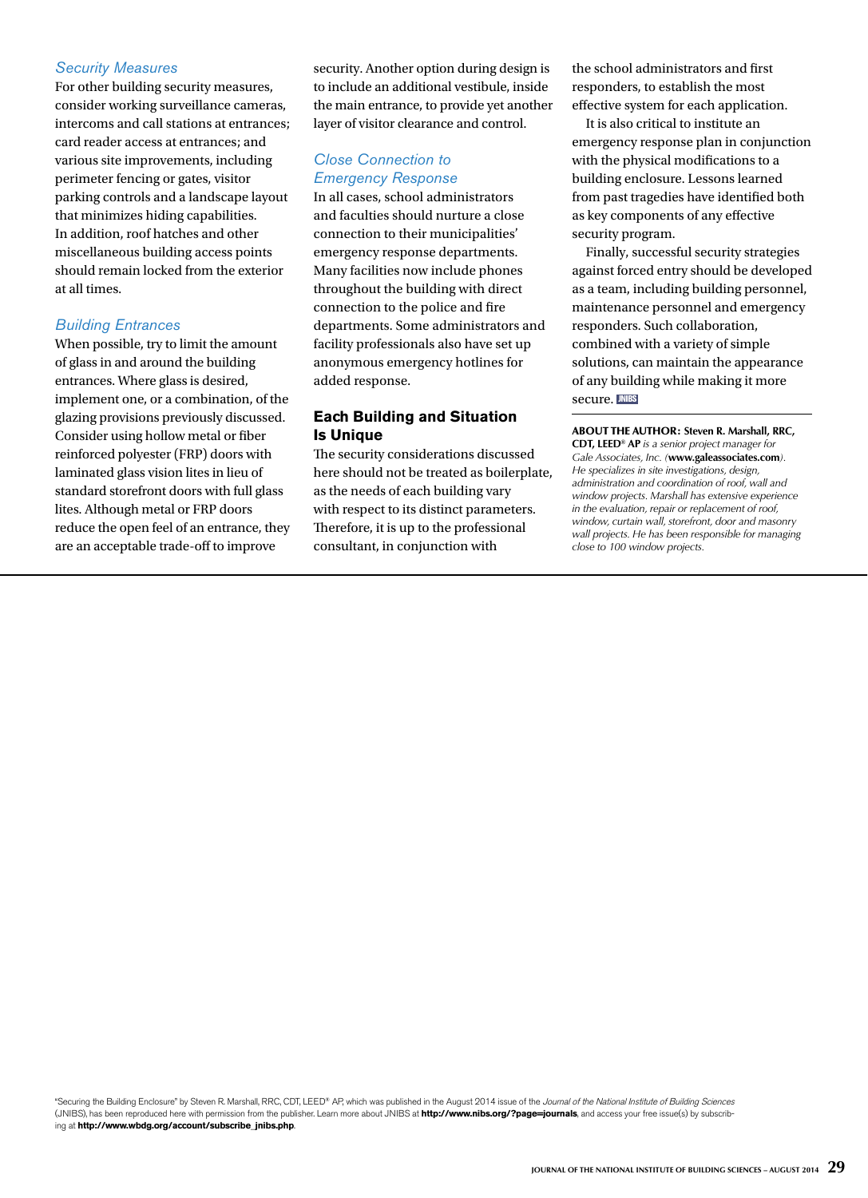### Security Measures

For other building security measures, consider working surveillance cameras, intercoms and call stations at entrances; card reader access at entrances; and various site improvements, including perimeter fencing or gates, visitor parking controls and a landscape layout that minimizes hiding capabilities. In addition, roof hatches and other miscellaneous building access points should remain locked from the exterior at all times.

### Building Entrances

When possible, try to limit the amount of glass in and around the building entrances. Where glass is desired, implement one, or a combination, of the glazing provisions previously discussed. Consider using hollow metal or fiber reinforced polyester (FRP) doors with laminated glass vision lites in lieu of standard storefront doors with full glass lites. Although metal or FRP doors reduce the open feel of an entrance, they are an acceptable trade-off to improve security. Another option during design is to include an additional vestibule, inside the main entrance, to provide yet another layer of visitor clearance and control.

### Close Connection to Emergency Response

In all cases, school administrators and faculties should nurture a close connection to their municipalities' emergency response departments. Many facilities now include phones throughout the building with direct connection to the police and fire departments. Some administrators and facility professionals also have set up anonymous emergency hotlines for added response.

## Each Building and Situation Is Unique

The security considerations discussed here should not be treated as boilerplate, as the needs of each building vary with respect to its distinct parameters. Therefore, it is up to the professional consultant, in conjunction with the school administrators and first responders, to establish the most effective system for each application.

It is also critical to institute an emergency response plan in conjunction with the physical modifications to a building enclosure. Lessons learned from past tragedies have identified both as key components of any effective security program.

Finally, successful security strategies against forced entry should be developed as a team, including building personnel, maintenance personnel and emergency responders. Such collaboration, combined with a variety of simple solutions, can maintain the appearance of any building while making it more secure.

**ABOUT THE AUTHOR: Steven R. Marshall, RRC, CDT, LEED® AP** *is a senior project manager for Gale Associates, Inc. (***www.galeassociates.com***). He specializes in site investigations, design, administration and coordination of roof, wall and window projects. Marshall has extensive experience in the evaluation, repair or replacement of roof, window, curtain wall, storefront, door and masonry wall projects. He has been responsible for managing close to 100 window projects.*

"Securing the Building Enclosure" by Steven R. Marshall, RRC, CDT, LEED® AP, which was published in the August 2014 issue of the *Journal of the National Institute of Building Sciences* (JNIBS), has been reproduced here with permission from the publisher. Learn more about JNIBS at **http://www.nibs.org/?page=journals**, and access your free issue(s) by subscribing at **http://www.wbdg.org/account/subscribe_jnibs.php**.